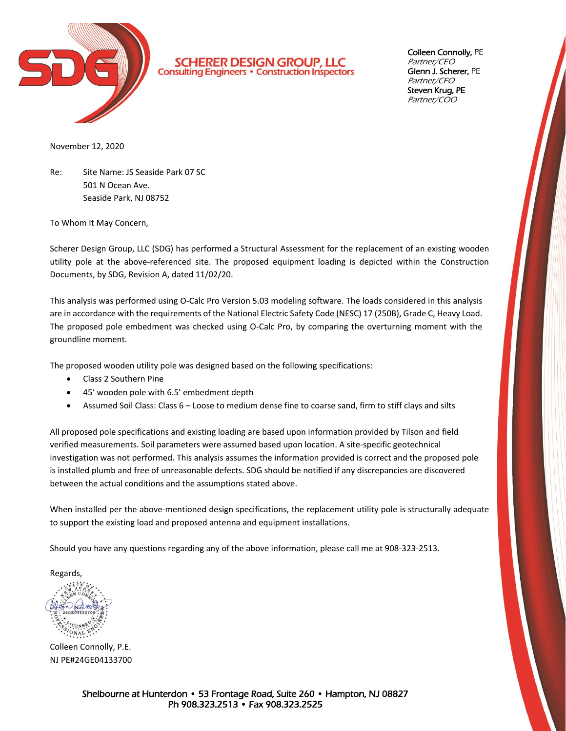**SCHERER DESIGN GROUP, LLC**
Consulting Engineers • Construction Inspectors

**Colleen Connolly,** PE
*Partner/CEO*
**Glenn J. Scherer,** PE
*Partner/CFO*
**Steven Krug, PE**
*Partner/COO*

November 12, 2020

Re: Site Name: JS Seaside Park 07 SC
501 N Ocean Ave.
Seaside Park, NJ 08752

To Whom It May Concern,

Scherer Design Group, LLC (SDG) has performed a Structural Assessment for the replacement of an existing wooden utility pole at the above-referenced site. The proposed equipment loading is depicted within the Construction Documents, by SDG, Revision A, dated 11/02/20.

This analysis was performed using O-Calc Pro Version 5.03 modeling software. The loads considered in this analysis are in accordance with the requirements of the National Electric Safety Code (NESC) 17 (250B), Grade C, Heavy Load. The proposed pole embedment was checked using O-Calc Pro, by comparing the overturning moment with the groundline moment.

The proposed wooden utility pole was designed based on the following specifications:

- Class 2 Southern Pine
- 45' wooden pole with 6.5' embedment depth
- Assumed Soil Class: Class 6 – Loose to medium dense fine to coarse sand, firm to stiff clays and silts

All proposed pole specifications and existing loading are based upon information provided by Tilson and field verified measurements. Soil parameters were assumed based upon location. A site-specific geotechnical investigation was not performed. This analysis assumes the information provided is correct and the proposed pole is installed plumb and free of unreasonable defects. SDG should be notified if any discrepancies are discovered between the actual conditions and the assumptions stated above.

When installed per the above-mentioned design specifications, the replacement utility pole is structurally adequate to support the existing load and proposed antenna and equipment installations.

Should you have any questions regarding any of the above information, please call me at 908-323-2513.

Regards,

Colleen Connolly, P.E.
NJ PE#24GE04133700

Shelbourne at Hunterdon • 53 Frontage Road, Suite 260 • Hampton, NJ 08827
Ph 908.323.2513 • Fax 908.323.2525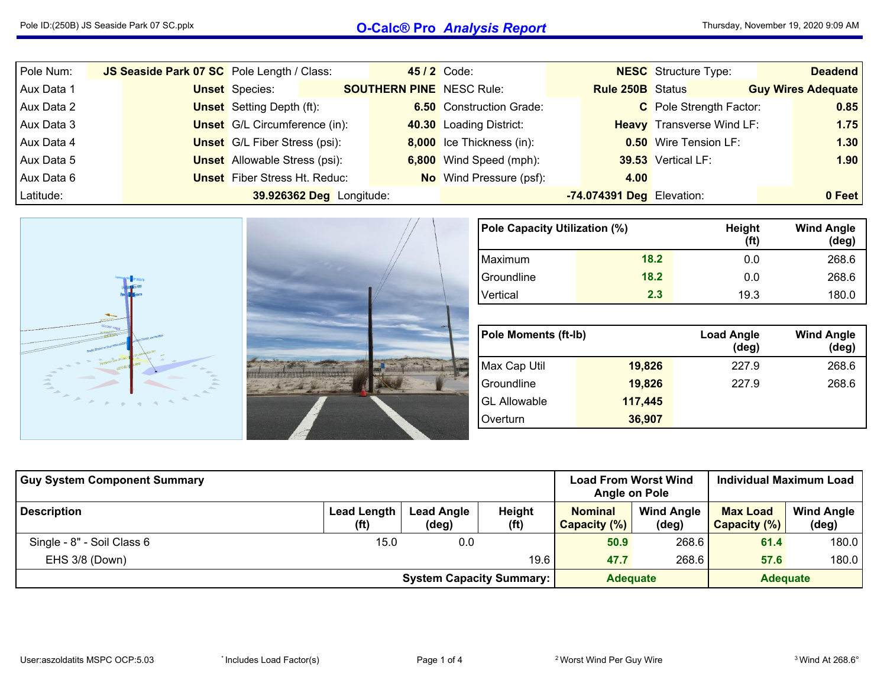# O-Calc® Pro *Analysis Report*

| Pole Num: | JS Seaside Park 07 SC | Pole Length / Class: | 45 / 2 | Code: | NESC | Structure Type: | Deadend |
|---|---|---|---|---|---|---|---|
| Aux Data 1 | Unset | Species: | SOUTHERN PINE | NESC Rule: | Rule 250B | Status | Guy Wires Adequate |
| Aux Data 2 | Unset | Setting Depth (ft): | 6.50 | Construction Grade: | C | Pole Strength Factor: | 0.85 |
| Aux Data 3 | Unset | G/L Circumference (in): | 40.30 | Loading District: | Heavy | Transverse Wind LF: | 1.75 |
| Aux Data 4 | Unset | G/L Fiber Stress (psi): | 8,000 | Ice Thickness (in): | 0.50 | Wire Tension LF: | 1.30 |
| Aux Data 5 | Unset | Allowable Stress (psi): | 6,800 | Wind Speed (mph): | 39.53 | Vertical LF: | 1.90 |
| Aux Data 6 | Unset | Fiber Stress Ht. Reduc: | No | Wind Pressure (psf): | 4.00 | | |
| Latitude: | 39.926362 Deg | Longitude: | -74.074391 Deg | Elevation: | 0 Feet | | |

| Pole Capacity Utilization (%) | | Height (ft) | Wind Angle (deg) |
|---|---|---|---|
| Maximum | 18.2 | 0.0 | 268.6 |
| Groundline | 18.2 | 0.0 | 268.6 |
| Vertical | 2.3 | 19.3 | 180.0 |

| Pole Moments (ft-lb) | | Load Angle (deg) | Wind Angle (deg) |
|---|---|---|---|
| Max Cap Util | 19,826 | 227.9 | 268.6 |
| Groundline | 19,826 | 227.9 | 268.6 |
| GL Allowable | 117,445 | | |
| Overturn | 36,907 | | |

| Guy System Component Summary | | | | Load From Worst Wind Angle on Pole | | Individual Maximum Load | |
|---|---|---|---|---|---|---|---|
| Description | Lead Length (ft) | Lead Angle (deg) | Height (ft) | Nominal Capacity (%) | Wind Angle (deg) | Max Load Capacity (%) | Wind Angle (deg) |
| Single - 8" - Soil Class 6 | 15.0 | 0.0 | | 50.9 | 268.6 | 61.4 | 180.0 |
| EHS 3/8 (Down) | | | 19.6 | 47.7 | 268.6 | 57.6 | 180.0 |
| | | | System Capacity Summary: | Adequate | | Adequate | |

User:aszoldatits MSPC OCP:5.03 | * Includes Load Factor(s) | 2 Worst Wind Per Guy Wire | 3 Wind At 268.6°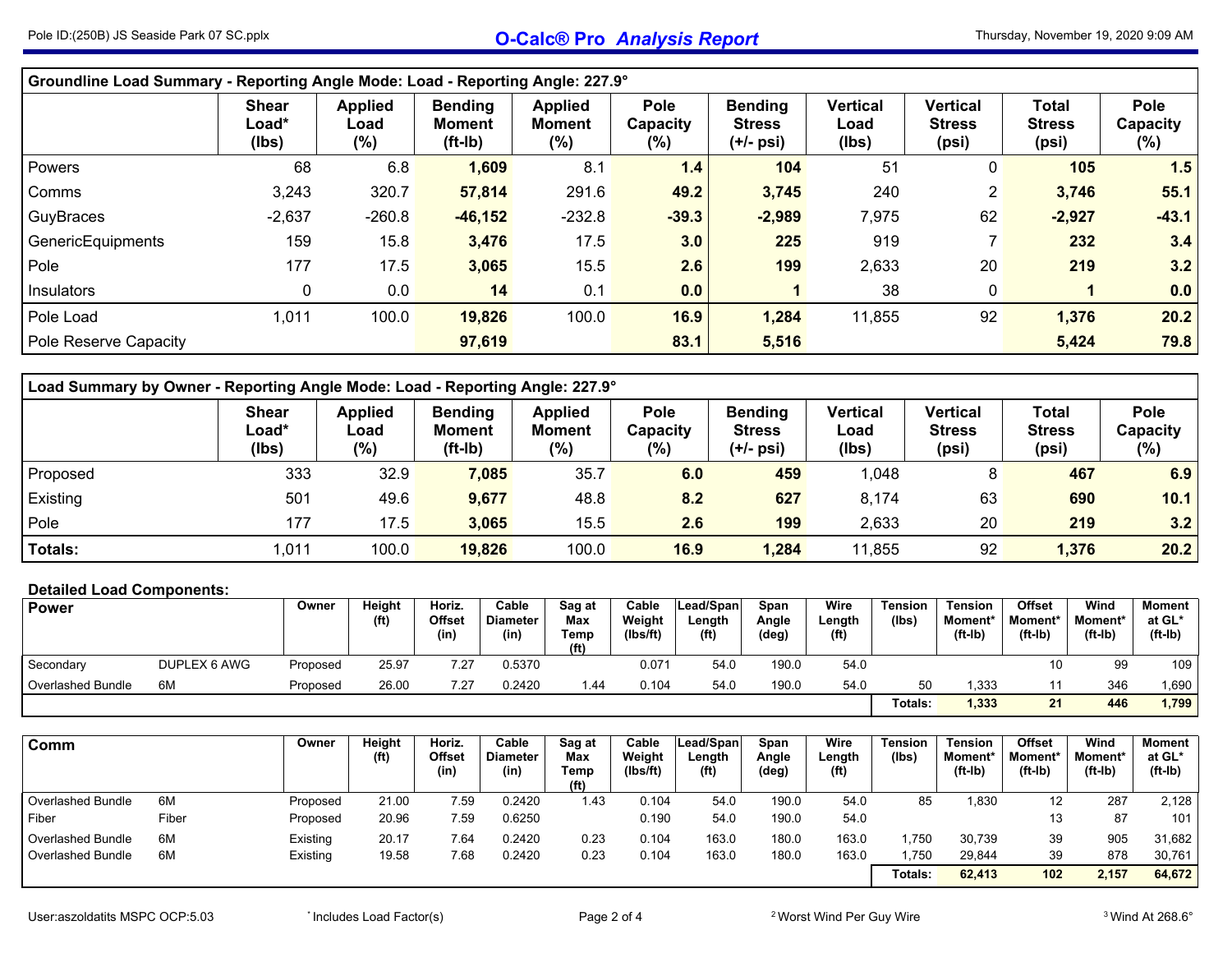## Groundline Load Summary - Reporting Angle Mode: Load - Reporting Angle: 227.9°

| | Shear Load* (lbs) | Applied Load (%) | Bending Moment (ft-lb) | Applied Moment (%) | Pole Capacity (%) | Bending Stress (+/- psi) | Vertical Load (lbs) | Vertical Stress (psi) | Total Stress (psi) | Pole Capacity (%) |
|---|---|---|---|---|---|---|---|---|---|---|
| Powers | 68 | 6.8 | **1,609** | 8.1 | **1.4** | **104** | 51 | 0 | **105** | **1.5** |
| Comms | 3,243 | 320.7 | **57,814** | 291.6 | **49.2** | **3,745** | 240 | 2 | **3,746** | **55.1** |
| GuyBraces | -2,637 | -260.8 | **-46,152** | -232.8 | **-39.3** | **-2,989** | 7,975 | 62 | **-2,927** | **-43.1** |
| GenericEquipments | 159 | 15.8 | **3,476** | 17.5 | **3.0** | **225** | 919 | 7 | **232** | **3.4** |
| Pole | 177 | 17.5 | **3,065** | 15.5 | **2.6** | **199** | 2,633 | 20 | **219** | **3.2** |
| Insulators | 0 | 0.0 | **14** | 0.1 | **0.0** | **1** | 38 | 0 | **1** | **0.0** |
| Pole Load | 1,011 | 100.0 | **19,826** | 100.0 | **16.9** | **1,284** | 11,855 | 92 | **1,376** | **20.2** |
| Pole Reserve Capacity | | | **97,619** | | **83.1** | **5,516** | | | **5,424** | **79.8** |

## Load Summary by Owner - Reporting Angle Mode: Load - Reporting Angle: 227.9°

| | Shear Load* (lbs) | Applied Load (%) | Bending Moment (ft-lb) | Applied Moment (%) | Pole Capacity (%) | Bending Stress (+/- psi) | Vertical Load (lbs) | Vertical Stress (psi) | Total Stress (psi) | Pole Capacity (%) |
|---|---|---|---|---|---|---|---|---|---|---|
| Proposed | 333 | 32.9 | **7,085** | 35.7 | **6.0** | **459** | 1,048 | 8 | **467** | **6.9** |
| Existing | 501 | 49.6 | **9,677** | 48.8 | **8.2** | **627** | 8,174 | 63 | **690** | **10.1** |
| Pole | 177 | 17.5 | **3,065** | 15.5 | **2.6** | **199** | 2,633 | 20 | **219** | **3.2** |
| **Totals:** | 1,011 | 100.0 | **19,826** | 100.0 | **16.9** | **1,284** | 11,855 | 92 | **1,376** | **20.2** |

## Detailed Load Components:

| Power | | Owner | Height (ft) | Horiz. Offset (in) | Cable Diameter (in) | Sag at Max Temp (ft) | Cable Weight (lbs/ft) | Lead/Span Length (ft) | Span Angle (deg) | Wire Length (ft) | Tension (lbs) | Tension Moment* (ft-lb) | Offset Moment* (ft-lb) | Wind Moment* (ft-lb) | Moment at GL* (ft-lb) |
|---|---|---|---|---|---|---|---|---|---|---|---|---|---|---|---|
| Secondary | DUPLEX 6 AWG | Proposed | 25.97 | 7.27 | 0.5370 | | 0.071 | 54.0 | 190.0 | 54.0 | | | 10 | 99 | 109 |
| Overlashed Bundle | 6M | Proposed | 26.00 | 7.27 | 0.2420 | 1.44 | 0.104 | 54.0 | 190.0 | 54.0 | 50 | 1,333 | 11 | 346 | 1,690 |
| | | | | | | | | | | | **Totals:** | **1,333** | **21** | **446** | **1,799** |

| Comm | | Owner | Height (ft) | Horiz. Offset (in) | Cable Diameter (in) | Sag at Max Temp (ft) | Cable Weight (lbs/ft) | Lead/Span Length (ft) | Span Angle (deg) | Wire Length (ft) | Tension (lbs) | Tension Moment* (ft-lb) | Offset Moment* (ft-lb) | Wind Moment* (ft-lb) | Moment at GL* (ft-lb) |
|---|---|---|---|---|---|---|---|---|---|---|---|---|---|---|---|
| Overlashed Bundle | 6M | Proposed | 21.00 | 7.59 | 0.2420 | 1.43 | 0.104 | 54.0 | 190.0 | 54.0 | 85 | 1,830 | 12 | 287 | 2,128 |
| Fiber | Fiber | Proposed | 20.96 | 7.59 | 0.6250 | | 0.190 | 54.0 | 190.0 | 54.0 | | | 13 | 87 | 101 |
| Overlashed Bundle | 6M | Existing | 20.17 | 7.64 | 0.2420 | 0.23 | 0.104 | 163.0 | 180.0 | 163.0 | 1,750 | 30,739 | 39 | 905 | 31,682 |
| Overlashed Bundle | 6M | Existing | 19.58 | 7.68 | 0.2420 | 0.23 | 0.104 | 163.0 | 180.0 | 163.0 | 1,750 | 29,844 | 39 | 878 | 30,761 |
| | | | | | | | | | | | **Totals:** | **62,413** | **102** | **2,157** | **64,672** |

* Includes Load Factor(s)

[2] Worst Wind Per Guy Wire

[3] Wind At 268.6°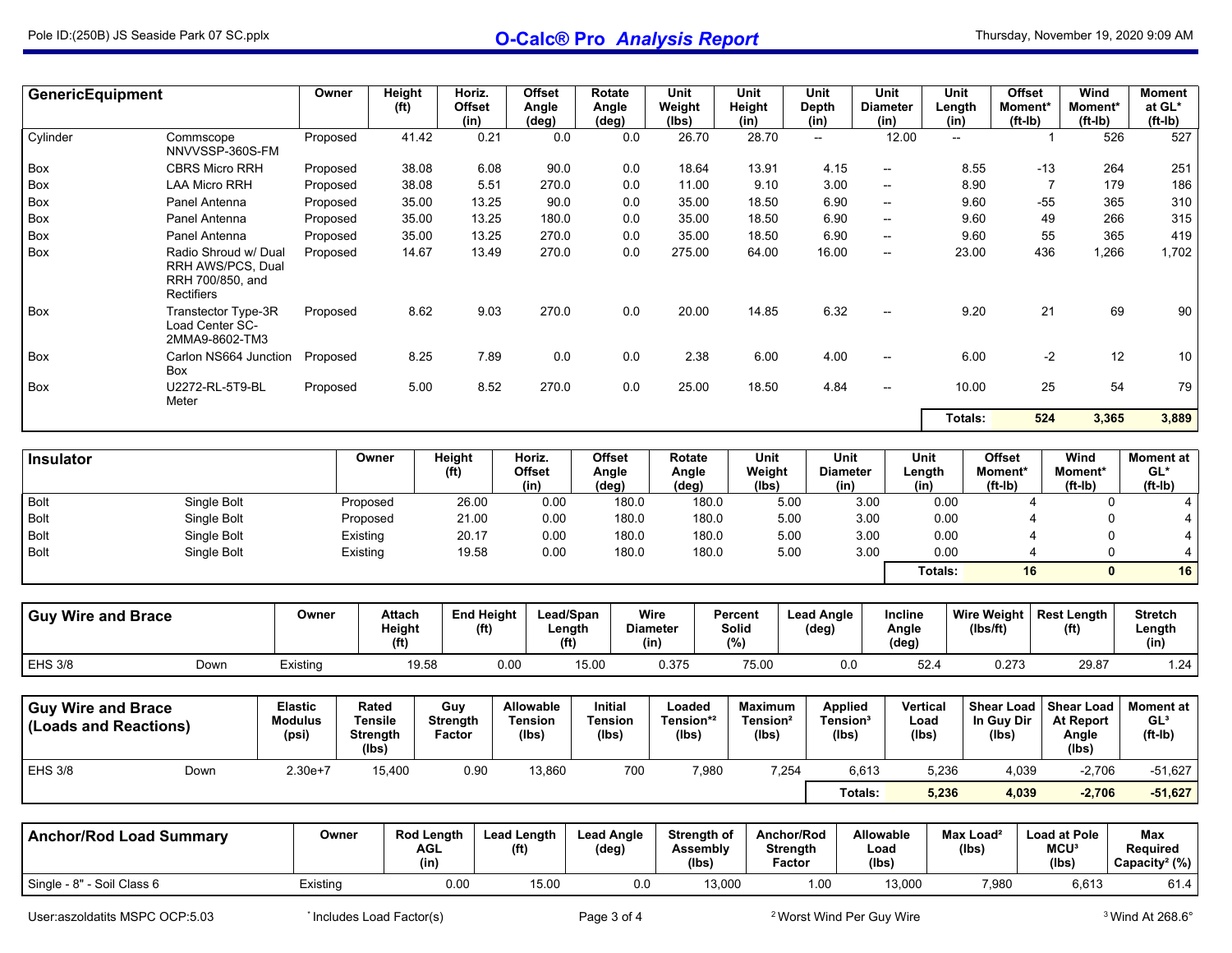| GenericEquipment | | Owner | Height (ft) | Horiz. Offset (in) | Offset Angle (deg) | Rotate Angle (deg) | Unit Weight (lbs) | Unit Height (in) | Unit Depth (in) | Unit Diameter (in) | Unit Length (in) | Offset Moment* (ft-lb) | Wind Moment* (ft-lb) | Moment at GL* (ft-lb) |
|---|---|---|---|---|---|---|---|---|---|---|---|---|---|---|
| Cylinder | Commscope NNVVSSP-360S-FM | Proposed | 41.42 | 0.21 | 0.0 | 0.0 | 26.70 | 28.70 | -- | 12.00 | -- | 1 | 526 | 527 |
| Box | CBRS Micro RRH | Proposed | 38.08 | 6.08 | 90.0 | 0.0 | 18.64 | 13.91 | 4.15 | -- | 8.55 | -13 | 264 | 251 |
| Box | LAA Micro RRH | Proposed | 38.08 | 5.51 | 270.0 | 0.0 | 11.00 | 9.10 | 3.00 | -- | 8.90 | 7 | 179 | 186 |
| Box | Panel Antenna | Proposed | 35.00 | 13.25 | 90.0 | 0.0 | 35.00 | 18.50 | 6.90 | -- | 9.60 | -55 | 365 | 310 |
| Box | Panel Antenna | Proposed | 35.00 | 13.25 | 180.0 | 0.0 | 35.00 | 18.50 | 6.90 | -- | 9.60 | 49 | 266 | 315 |
| Box | Panel Antenna | Proposed | 35.00 | 13.25 | 270.0 | 0.0 | 35.00 | 18.50 | 6.90 | -- | 9.60 | 55 | 365 | 419 |
| Box | Radio Shroud w/ Dual RRH AWS/PCS, Dual RRH 700/850, and Rectifiers | Proposed | 14.67 | 13.49 | 270.0 | 0.0 | 275.00 | 64.00 | 16.00 | -- | 23.00 | 436 | 1,266 | 1,702 |
| Box | Transtector Type-3R Load Center SC-2MMA9-8602-TM3 | Proposed | 8.62 | 9.03 | 270.0 | 0.0 | 20.00 | 14.85 | 6.32 | -- | 9.20 | 21 | 69 | 90 |
| Box | Carlon NS664 Junction Box | Proposed | 8.25 | 7.89 | 0.0 | 0.0 | 2.38 | 6.00 | 4.00 | -- | 6.00 | -2 | 12 | 10 |
| Box | U2272-RL-5T9-BL Meter | Proposed | 5.00 | 8.52 | 270.0 | 0.0 | 25.00 | 18.50 | 4.84 | -- | 10.00 | 25 | 54 | 79 |
| | | | | | | | | | | | **Totals:** | **524** | **3,365** | **3,889** |

| Insulator | | Owner | Height (ft) | Horiz. Offset (in) | Offset Angle (deg) | Rotate Angle (deg) | Unit Weight (lbs) | Unit Diameter (in) | Unit Length (in) | Offset Moment* (ft-lb) | Wind Moment* (ft-lb) | Moment at GL* (ft-lb) |
|---|---|---|---|---|---|---|---|---|---|---|---|---|
| Bolt | Single Bolt | Proposed | 26.00 | 0.00 | 180.0 | 180.0 | 5.00 | 3.00 | 0.00 | 4 | 0 | 4 |
| Bolt | Single Bolt | Proposed | 21.00 | 0.00 | 180.0 | 180.0 | 5.00 | 3.00 | 0.00 | 4 | 0 | 4 |
| Bolt | Single Bolt | Existing | 20.17 | 0.00 | 180.0 | 180.0 | 5.00 | 3.00 | 0.00 | 4 | 0 | 4 |
| Bolt | Single Bolt | Existing | 19.58 | 0.00 | 180.0 | 180.0 | 5.00 | 3.00 | 0.00 | 4 | 0 | 4 |
| | | | | | | | | | **Totals:** | **16** | **0** | **16** |

| Guy Wire and Brace | | Owner | Attach Height (ft) | End Height (ft) | Lead/Span Length (ft) | Wire Diameter (in) | Percent Solid (%) | Lead Angle (deg) | Incline Angle (deg) | Wire Weight (lbs/ft) | Rest Length (ft) | Stretch Length (in) |
|---|---|---|---|---|---|---|---|---|---|---|---|---|
| EHS 3/8 | Down | Existing | 19.58 | 0.00 | 15.00 | 0.375 | 75.00 | 0.0 | 52.4 | 0.273 | 29.87 | 1.24 |

| Guy Wire and Brace (Loads and Reactions) | | Elastic Modulus (psi) | Rated Tensile Strength (lbs) | Guy Strength Factor | Allowable Tension (lbs) | Initial Tension (lbs) | Loaded Tension*[2] (lbs) | Maximum Tension[2] (lbs) | Applied Tension[3] (lbs) | Vertical Load (lbs) | Shear Load In Guy Dir (lbs) | Shear Load At Report Angle (lbs) | Moment at GL[3] (ft-lb) |
|---|---|---|---|---|---|---|---|---|---|---|---|---|---|
| EHS 3/8 | Down | 2.30e+7 | 15,400 | 0.90 | 13,860 | 700 | 7,980 | 7,254 | 6,613 | 5,236 | 4,039 | -2,706 | -51,627 |
| | | | | | | | | | **Totals:** | **5,236** | **4,039** | **-2,706** | **-51,627** |

| Anchor/Rod Load Summary | Owner | Rod Length AGL (in) | Lead Length (ft) | Lead Angle (deg) | Strength of Assembly (lbs) | Anchor/Rod Strength Factor | Allowable Load (lbs) | Max Load[2] (lbs) | Load at Pole MCU[3] (lbs) | Max Required Capacity[2] (%) |
|---|---|---|---|---|---|---|---|---|---|---|
| Single - 8" - Soil Class 6 | Existing | 0.00 | 15.00 | 0.0 | 13,000 | 1.00 | 13,000 | 7,980 | 6,613 | 61.4 |

User:aszoldatits MSPC OCP:5.03

* Includes Load Factor(s)

[2] Worst Wind Per Guy Wire

[3] Wind At 268.6°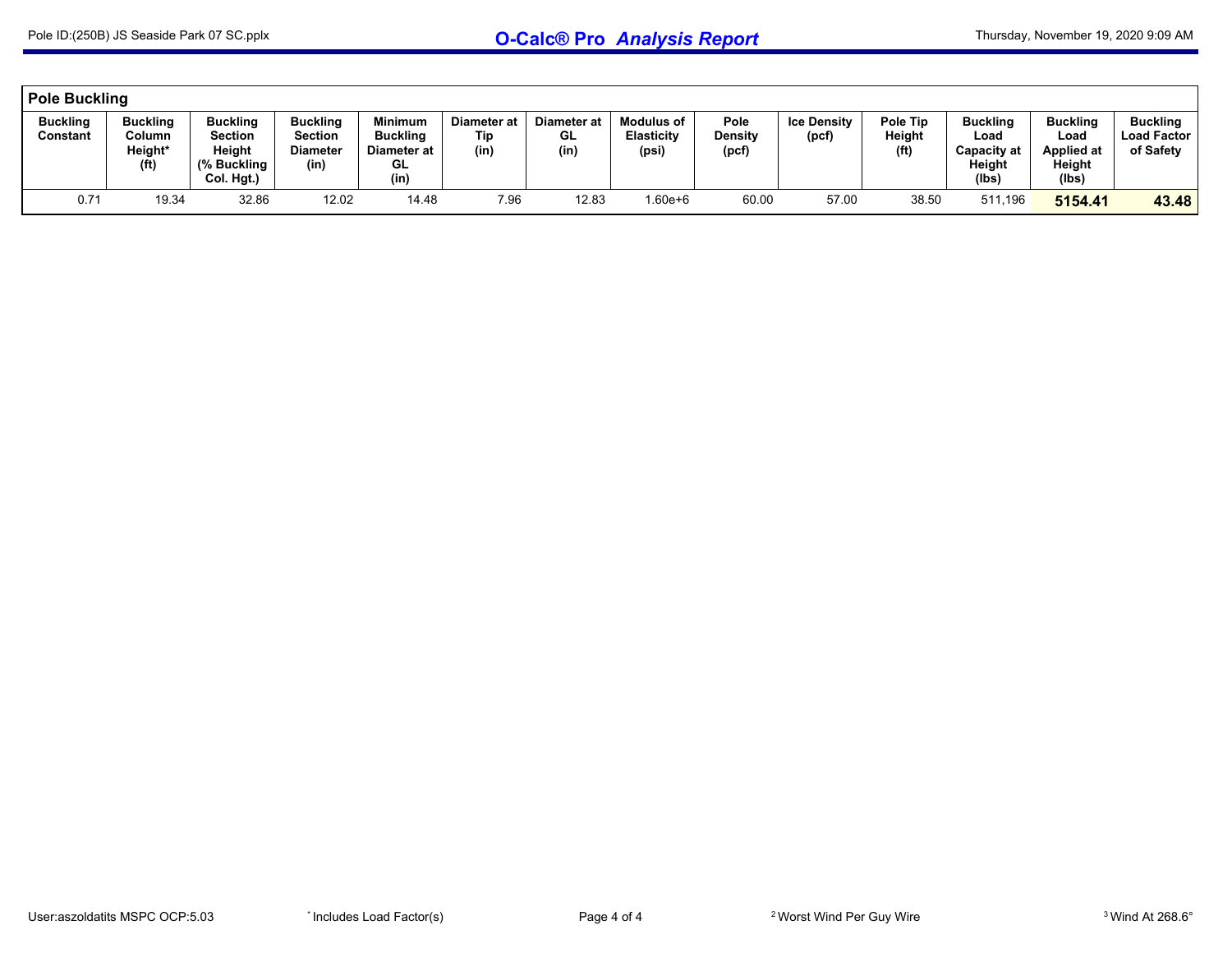## Pole Buckling

| Buckling Constant | Buckling Column Height* (ft) | Buckling Section Height (% Buckling Col. Hgt.) | Buckling Section Diameter (in) | Minimum Buckling Diameter at GL (in) | Diameter at Tip (in) | Diameter at GL (in) | Modulus of Elasticity (psi) | Pole Density (pcf) | Ice Density (pcf) | Pole Tip Height (ft) | Buckling Load Capacity at Height (lbs) | Buckling Load Applied at Height (lbs) | Buckling Load Factor of Safety |
|---|---|---|---|---|---|---|---|---|---|---|---|---|---|
| 0.71 | 19.34 | 32.86 | 12.02 | 14.48 | 7.96 | 12.83 | 1.60e+6 | 60.00 | 57.00 | 38.50 | 511,196 | **5154.41** | **43.48** |

User:aszoldatits MSPC OCP:5.03 &nbsp;&nbsp; * Includes Load Factor(s) &nbsp;&nbsp; [2] Worst Wind Per Guy Wire &nbsp;&nbsp; [3] Wind At 268.6°